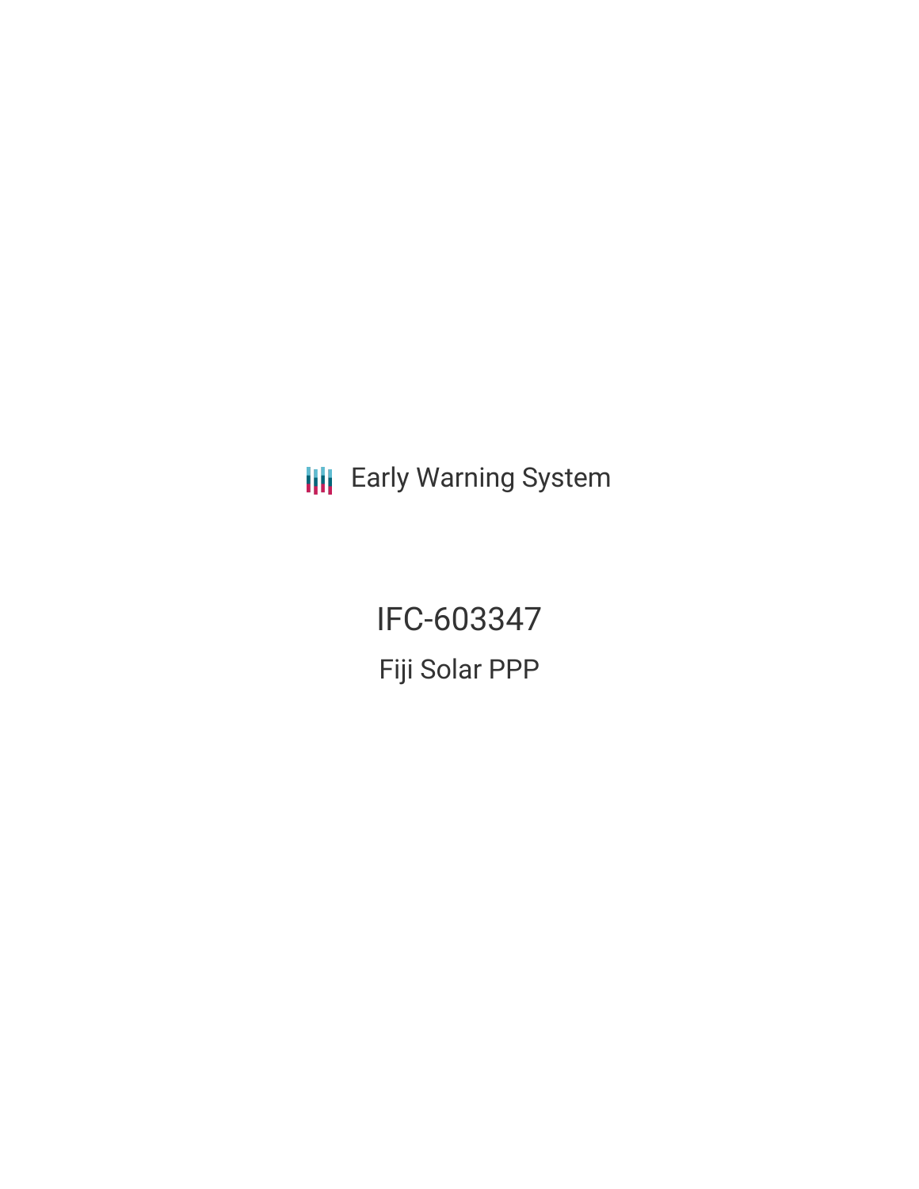Early Warning System

# IFC-603347

## Fiji Solar PPP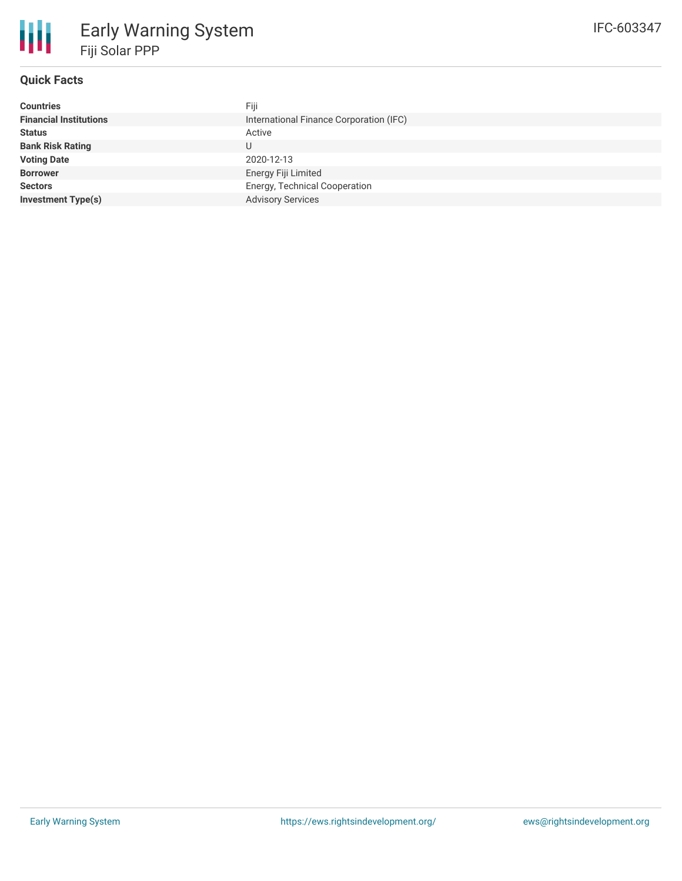# Early Warning System

## Fiji Solar PPP

IFC-603347

### Quick Facts

| | |
|---|---|
| **Countries** | Fiji |
| **Financial Institutions** | International Finance Corporation (IFC) |
| **Status** | Active |
| **Bank Risk Rating** | U |
| **Voting Date** | 2020-12-13 |
| **Borrower** | Energy Fiji Limited |
| **Sectors** | Energy, Technical Cooperation |
| **Investment Type(s)** | Advisory Services |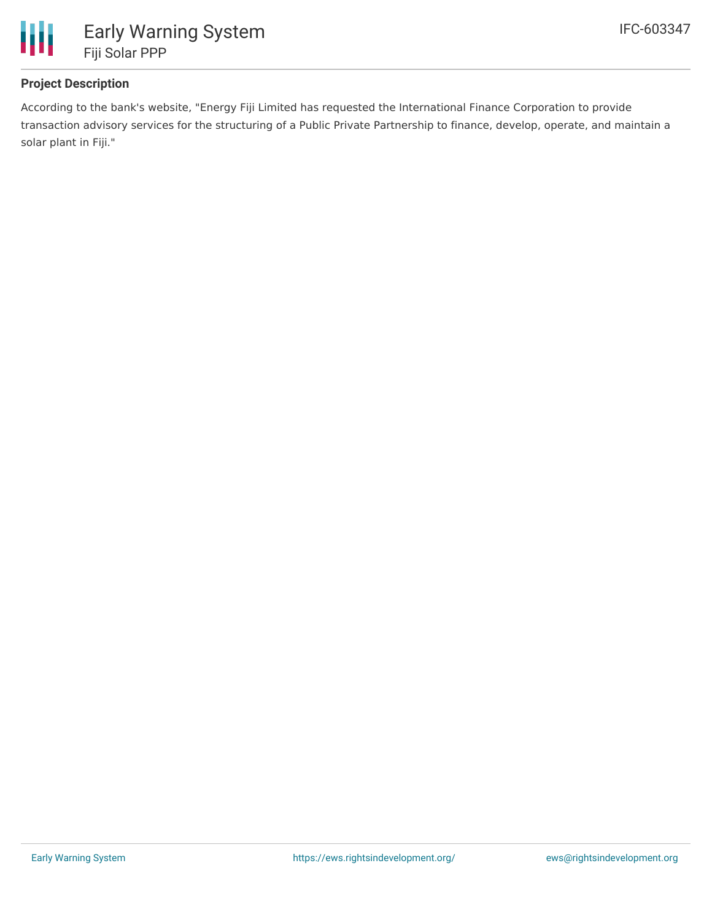## Project Description

According to the bank's website, "Energy Fiji Limited has requested the International Finance Corporation to provide transaction advisory services for the structuring of a Public Private Partnership to finance, develop, operate, and maintain a solar plant in Fiji."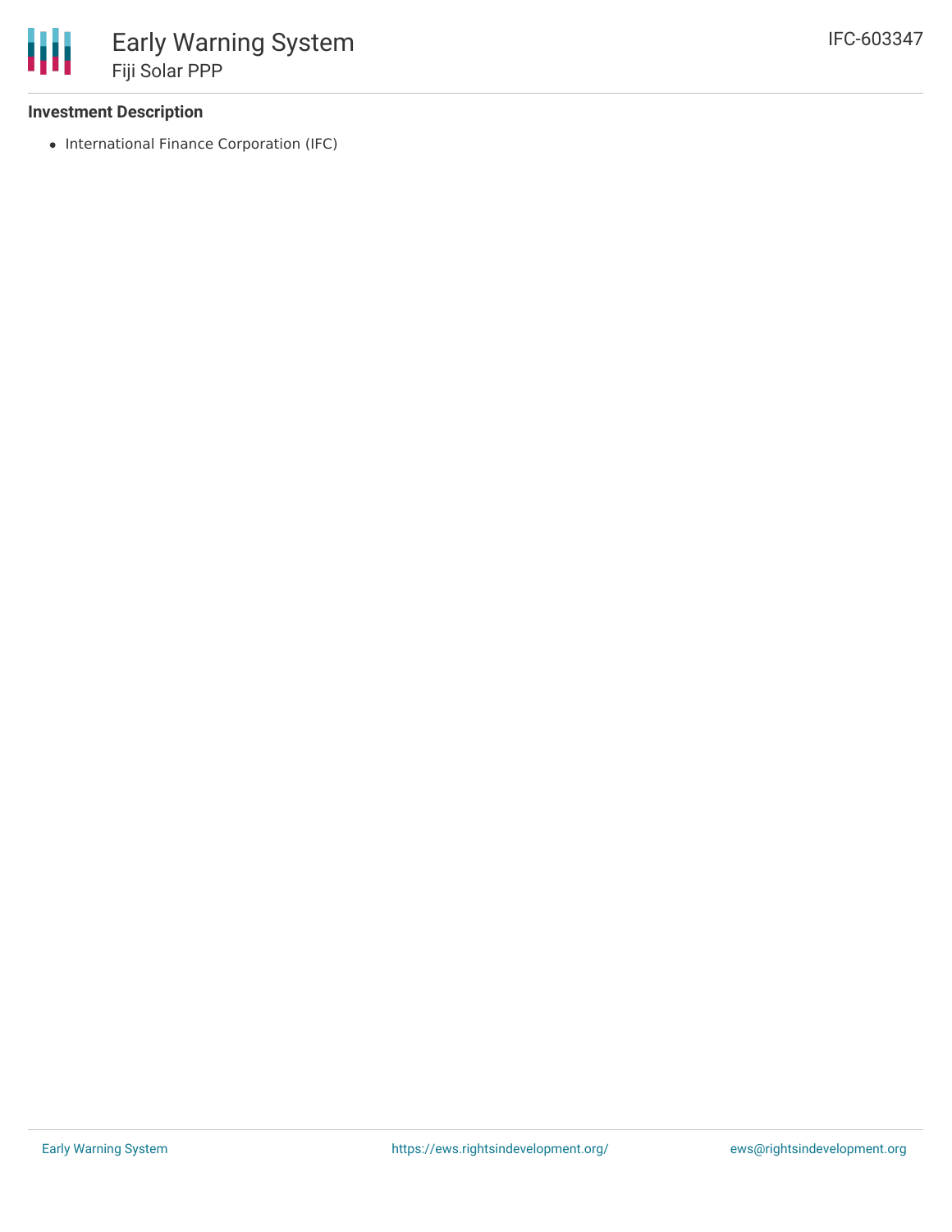### Investment Description

- International Finance Corporation (IFC)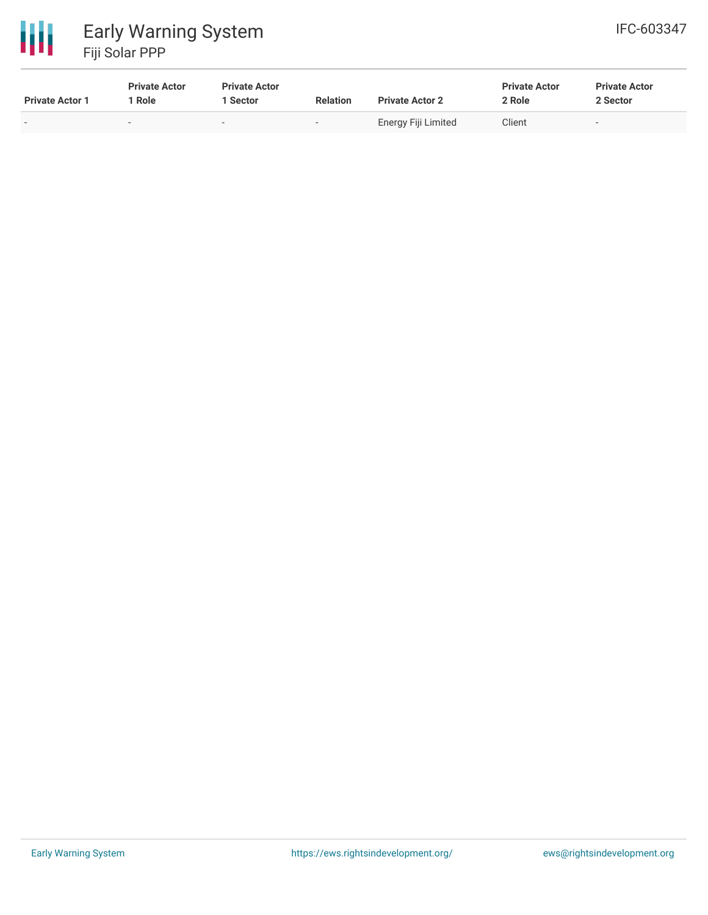| Private Actor 1 | Private Actor 1 Role | Private Actor 1 Sector | Relation | Private Actor 2 | Private Actor 2 Role | Private Actor 2 Sector |
|---|---|---|---|---|---|---|
| - | - | - | - | Energy Fiji Limited | Client | - |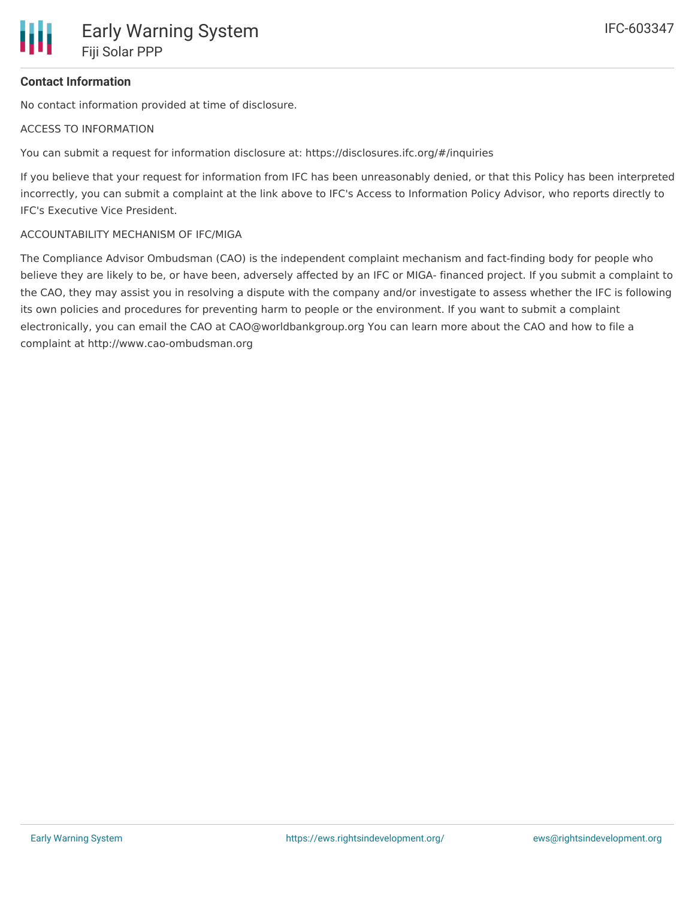**Contact Information**

No contact information provided at time of disclosure.

ACCESS TO INFORMATION

You can submit a request for information disclosure at: https://disclosures.ifc.org/#/inquiries

If you believe that your request for information from IFC has been unreasonably denied, or that this Policy has been interpreted incorrectly, you can submit a complaint at the link above to IFC's Access to Information Policy Advisor, who reports directly to IFC's Executive Vice President.

ACCOUNTABILITY MECHANISM OF IFC/MIGA

The Compliance Advisor Ombudsman (CAO) is the independent complaint mechanism and fact-finding body for people who believe they are likely to be, or have been, adversely affected by an IFC or MIGA- financed project. If you submit a complaint to the CAO, they may assist you in resolving a dispute with the company and/or investigate to assess whether the IFC is following its own policies and procedures for preventing harm to people or the environment. If you want to submit a complaint electronically, you can email the CAO at CAO@worldbankgroup.org You can learn more about the CAO and how to file a complaint at http://www.cao-ombudsman.org